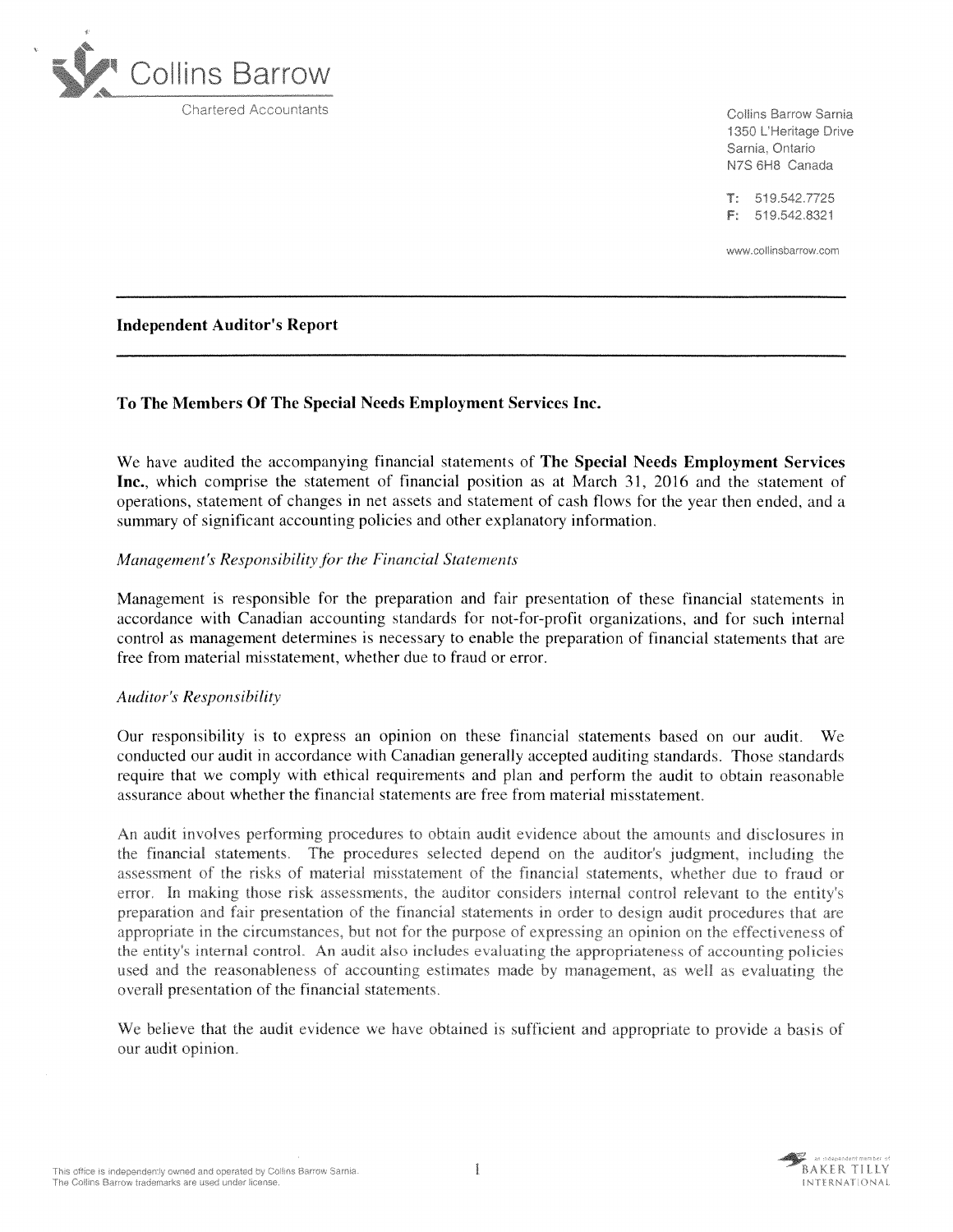Collins Barrow

Chartered Accountants

Collins Barrow Sarnia
1350 L'Heritage Drive
Sarnia, Ontario
N7S 6H8 Canada

T: 519.542.7725
F: 519.542.8321

www.collinsbarrow.com

---

## Independent Auditor's Report

---

### To The Members Of The Special Needs Employment Services Inc.

We have audited the accompanying financial statements of **The Special Needs Employment Services Inc.**, which comprise the statement of financial position as at March 31, 2016 and the statement of operations, statement of changes in net assets and statement of cash flows for the year then ended, and a summary of significant accounting policies and other explanatory information.

*Management's Responsibility for the Financial Statements*

Management is responsible for the preparation and fair presentation of these financial statements in accordance with Canadian accounting standards for not-for-profit organizations, and for such internal control as management determines is necessary to enable the preparation of financial statements that are free from material misstatement, whether due to fraud or error.

*Auditor's Responsibility*

Our responsibility is to express an opinion on these financial statements based on our audit. We conducted our audit in accordance with Canadian generally accepted auditing standards. Those standards require that we comply with ethical requirements and plan and perform the audit to obtain reasonable assurance about whether the financial statements are free from material misstatement.

An audit involves performing procedures to obtain audit evidence about the amounts and disclosures in the financial statements. The procedures selected depend on the auditor's judgment, including the assessment of the risks of material misstatement of the financial statements, whether due to fraud or error. In making those risk assessments, the auditor considers internal control relevant to the entity's preparation and fair presentation of the financial statements in order to design audit procedures that are appropriate in the circumstances, but not for the purpose of expressing an opinion on the effectiveness of the entity's internal control. An audit also includes evaluating the appropriateness of accounting policies used and the reasonableness of accounting estimates made by management, as well as evaluating the overall presentation of the financial statements.

We believe that the audit evidence we have obtained is sufficient and appropriate to provide a basis of our audit opinion.

This office is independently owned and operated by Collins Barrow Sarnia.
The Collins Barrow trademarks are used under license.

an independent member of BAKER TILLY INTERNATIONAL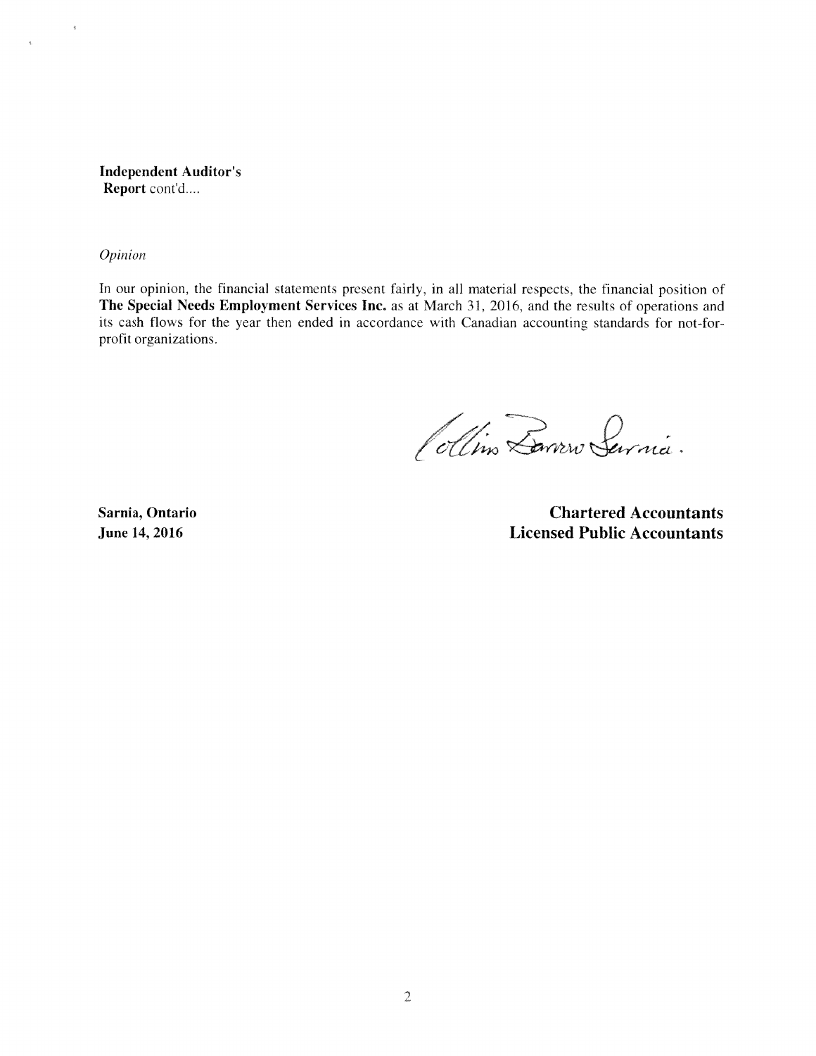**Independent Auditor's Report** cont'd....

*Opinion*

In our opinion, the financial statements present fairly, in all material respects, the financial position of **The Special Needs Employment Services Inc.** as at March 31, 2016, and the results of operations and its cash flows for the year then ended in accordance with Canadian accounting standards for not-for-profit organizations.

Collins Barrow Sarnia.

**Sarnia, Ontario**
**June 14, 2016**

**Chartered Accountants**
**Licensed Public Accountants**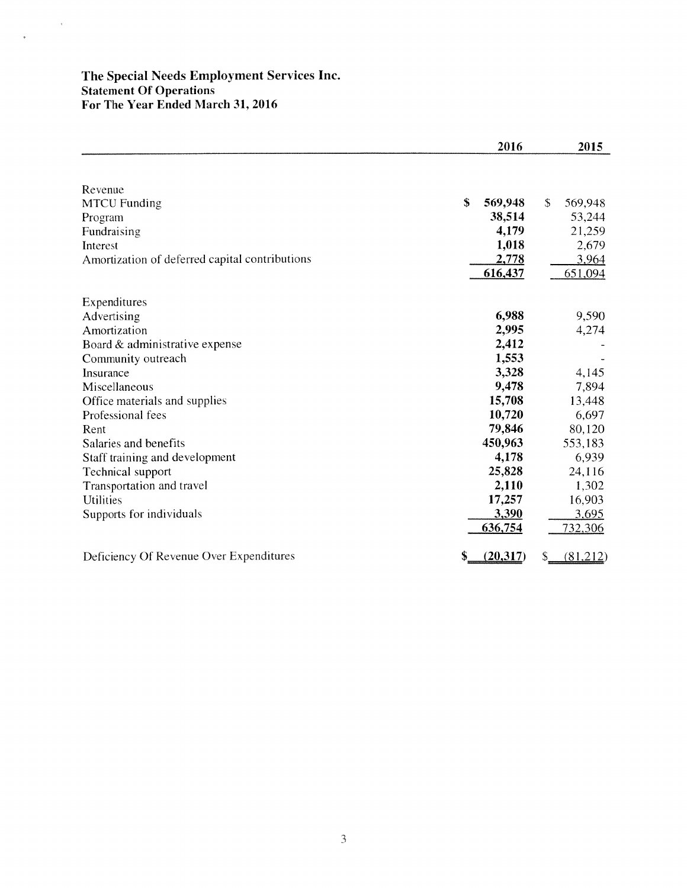# The Special Needs Employment Services Inc.
## Statement Of Operations
### For The Year Ended March 31, 2016

| | 2016 | 2015 |
|---|---|---|
| **Revenue** | | |
| MTCU Funding | $ 569,948 | $ 569,948 |
| Program | 38,514 | 53,244 |
| Fundraising | 4,179 | 21,259 |
| Interest | 1,018 | 2,679 |
| Amortization of deferred capital contributions | 2,778 | 3,964 |
| | 616,437 | 651,094 |
| **Expenditures** | | |
| Advertising | 6,988 | 9,590 |
| Amortization | 2,995 | 4,274 |
| Board & administrative expense | 2,412 | - |
| Community outreach | 1,553 | - |
| Insurance | 3,328 | 4,145 |
| Miscellaneous | 9,478 | 7,894 |
| Office materials and supplies | 15,708 | 13,448 |
| Professional fees | 10,720 | 6,697 |
| Rent | 79,846 | 80,120 |
| Salaries and benefits | 450,963 | 553,183 |
| Staff training and development | 4,178 | 6,939 |
| Technical support | 25,828 | 24,116 |
| Transportation and travel | 2,110 | 1,302 |
| Utilities | 17,257 | 16,903 |
| Supports for individuals | 3,390 | 3,695 |
| | 636,754 | 732,306 |
| Deficiency Of Revenue Over Expenditures | $ (20,317) | $ (81,212) |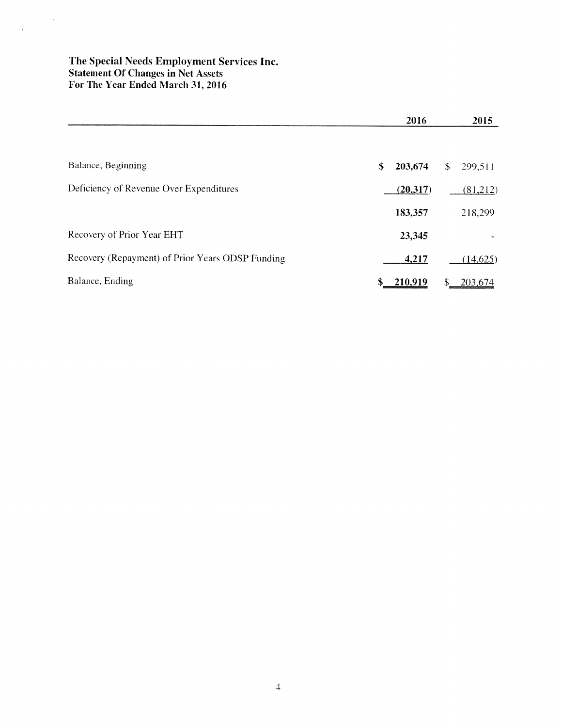# The Special Needs Employment Services Inc.
## Statement Of Changes in Net Assets
## For The Year Ended March 31, 2016

| | 2016 | 2015 |
|---|---|---|
| Balance, Beginning | $ 203,674 | $ 299,511 |
| Deficiency of Revenue Over Expenditures | (20,317) | (81,212) |
| | 183,357 | 218,299 |
| Recovery of Prior Year EHT | 23,345 | - |
| Recovery (Repayment) of Prior Years ODSP Funding | 4,217 | (14,625) |
| Balance, Ending | $ 210,919 | $ 203,674 |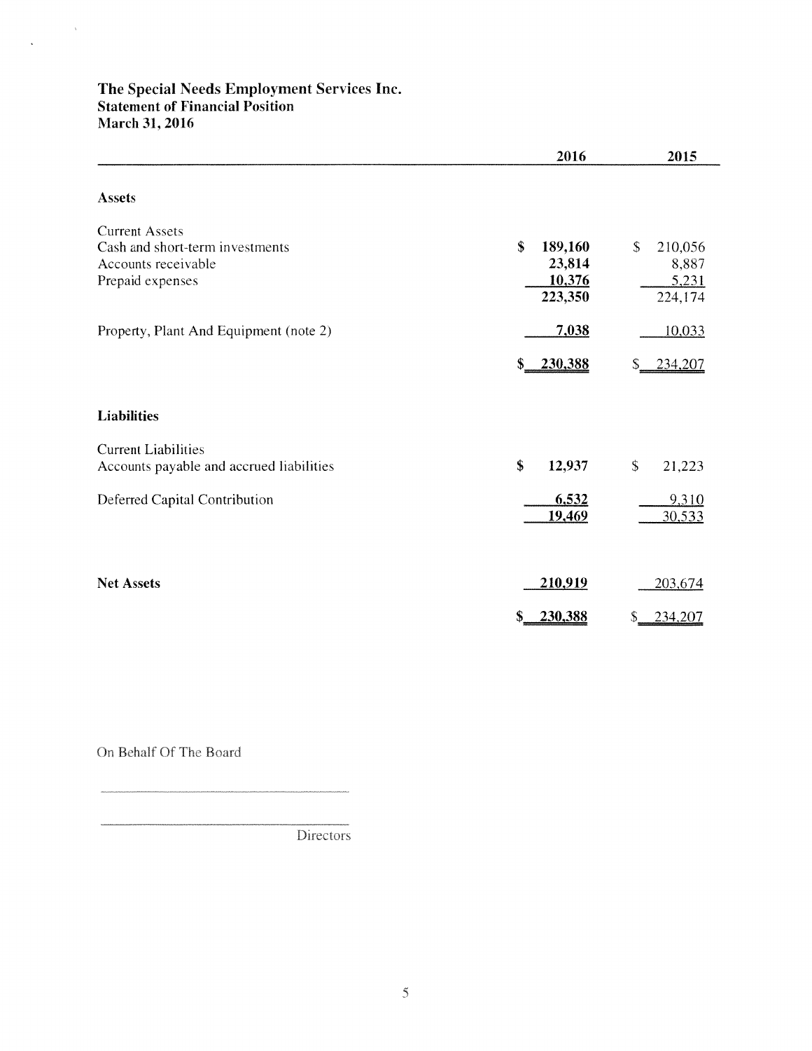# The Special Needs Employment Services Inc.
## Statement of Financial Position
## March 31, 2016

| | 2016 | 2015 |
|---|---|---|
| **Assets** | | |
| Current Assets | | |
| Cash and short-term investments | **$ 189,160** | $ 210,056 |
| Accounts receivable | **23,814** | 8,887 |
| Prepaid expenses | **10,376** | 5,231 |
| | **223,350** | 224,174 |
| Property, Plant And Equipment (note 2) | **7,038** | 10,033 |
| | **$ 230,388** | $ 234,207 |
| **Liabilities** | | |
| Current Liabilities | | |
| Accounts payable and accrued liabilities | **$ 12,937** | $ 21,223 |
| Deferred Capital Contribution | **6,532** | 9,310 |
| | **19,469** | 30,533 |
| **Net Assets** | **210,919** | 203,674 |
| | **$ 230,388** | $ 234,207 |

On Behalf Of The Board

_______________________________

_______________________________
Directors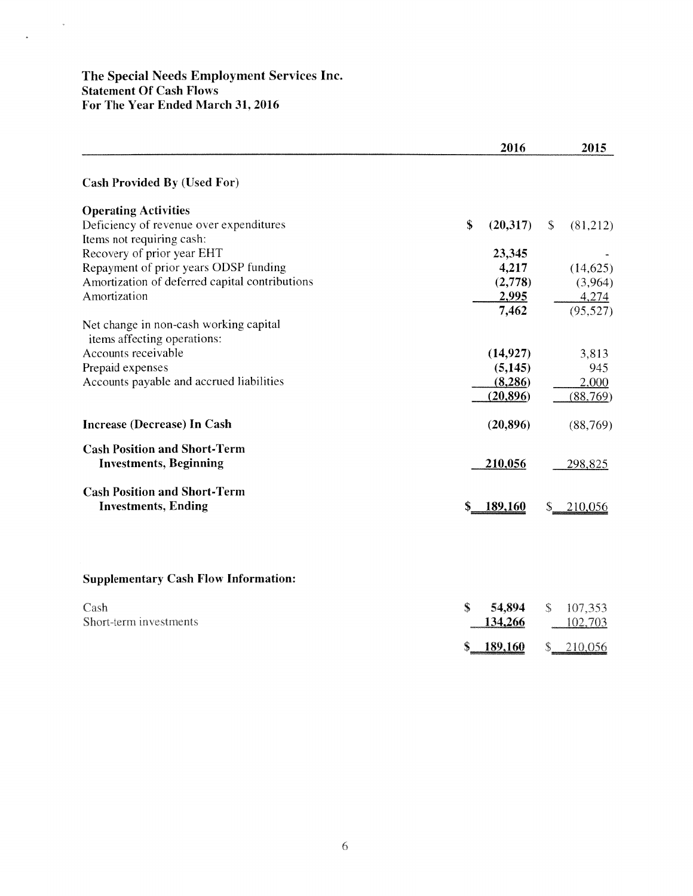# The Special Needs Employment Services Inc.
## Statement Of Cash Flows
## For The Year Ended March 31, 2016

| | 2016 | 2015 |
|---|---|---|
| **Cash Provided By (Used For)** | | |
| **Operating Activities** | | |
| Deficiency of revenue over expenditures | $ (20,317) | $ (81,212) |
| Items not requiring cash: | | |
| Recovery of prior year EHT | 23,345 | - |
| Repayment of prior years ODSP funding | 4,217 | (14,625) |
| Amortization of deferred capital contributions | (2,778) | (3,964) |
| Amortization | 2,995 | 4,274 |
| | 7,462 | (95,527) |
| Net change in non-cash working capital items affecting operations: | | |
| Accounts receivable | (14,927) | 3,813 |
| Prepaid expenses | (5,145) | 945 |
| Accounts payable and accrued liabilities | (8,286) | 2,000 |
| | (20,896) | (88,769) |
| **Increase (Decrease) In Cash** | (20,896) | (88,769) |
| **Cash Position and Short-Term Investments, Beginning** | 210,056 | 298,825 |
| **Cash Position and Short-Term Investments, Ending** | $ 189,160 | $ 210,056 |

**Supplementary Cash Flow Information:**

| | 2016 | 2015 |
|---|---|---|
| Cash | $ 54,894 | $ 107,353 |
| Short-term investments | 134,266 | 102,703 |
| | $ 189,160 | $ 210,056 |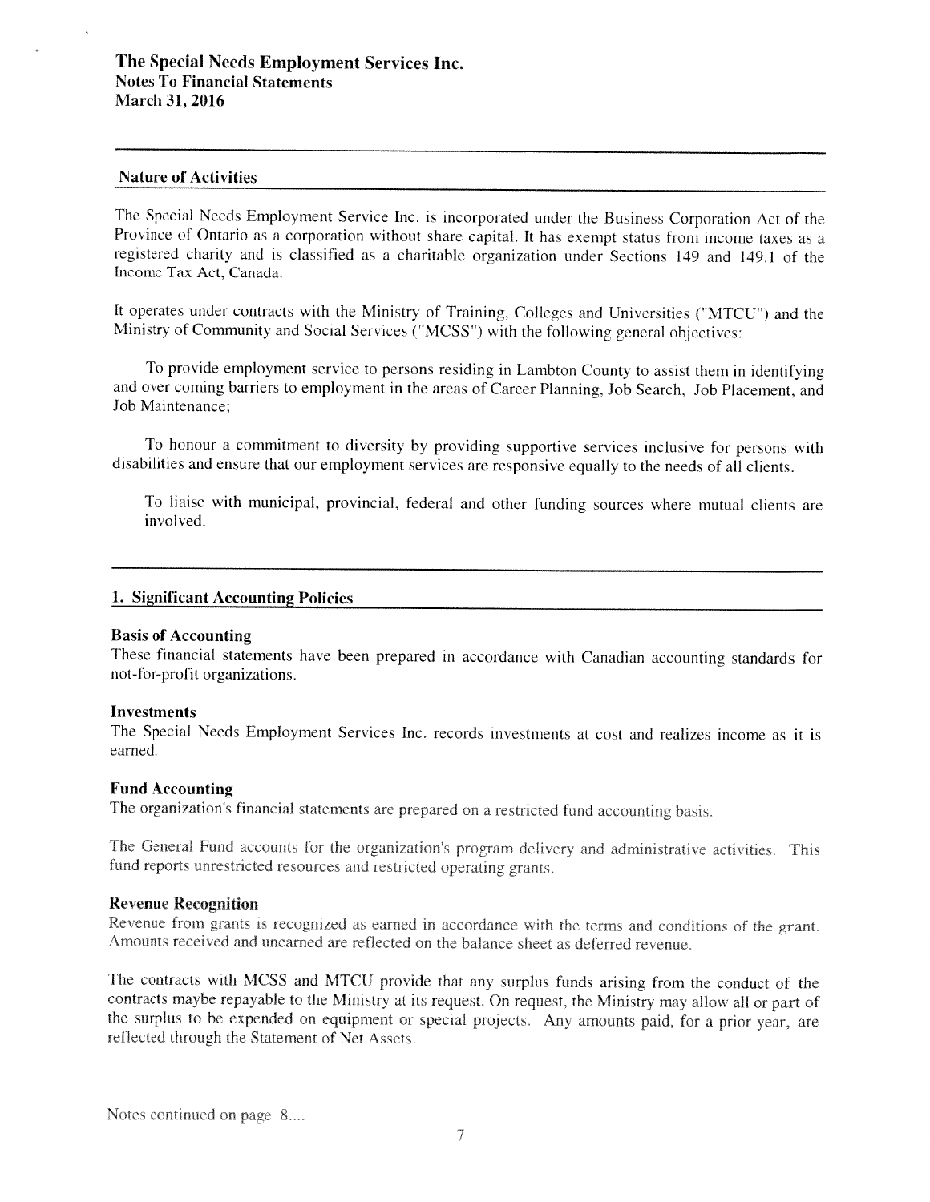**The Special Needs Employment Services Inc.**
**Notes To Financial Statements**
**March 31, 2016**

## Nature of Activities

The Special Needs Employment Service Inc. is incorporated under the Business Corporation Act of the Province of Ontario as a corporation without share capital. It has exempt status from income taxes as a registered charity and is classified as a charitable organization under Sections 149 and 149.1 of the Income Tax Act, Canada.

It operates under contracts with the Ministry of Training, Colleges and Universities ("MTCU") and the Ministry of Community and Social Services ("MCSS") with the following general objectives:

To provide employment service to persons residing in Lambton County to assist them in identifying and over coming barriers to employment in the areas of Career Planning, Job Search, Job Placement, and Job Maintenance;

To honour a commitment to diversity by providing supportive services inclusive for persons with disabilities and ensure that our employment services are responsive equally to the needs of all clients.

To liaise with municipal, provincial, federal and other funding sources where mutual clients are involved.

## 1. Significant Accounting Policies

### Basis of Accounting

These financial statements have been prepared in accordance with Canadian accounting standards for not-for-profit organizations.

### Investments

The Special Needs Employment Services Inc. records investments at cost and realizes income as it is earned.

### Fund Accounting

The organization's financial statements are prepared on a restricted fund accounting basis.

The General Fund accounts for the organization's program delivery and administrative activities. This fund reports unrestricted resources and restricted operating grants.

### Revenue Recognition

Revenue from grants is recognized as earned in accordance with the terms and conditions of the grant. Amounts received and unearned are reflected on the balance sheet as deferred revenue.

The contracts with MCSS and MTCU provide that any surplus funds arising from the conduct of the contracts maybe repayable to the Ministry at its request. On request, the Ministry may allow all or part of the surplus to be expended on equipment or special projects. Any amounts paid, for a prior year, are reflected through the Statement of Net Assets.

Notes continued on page 8....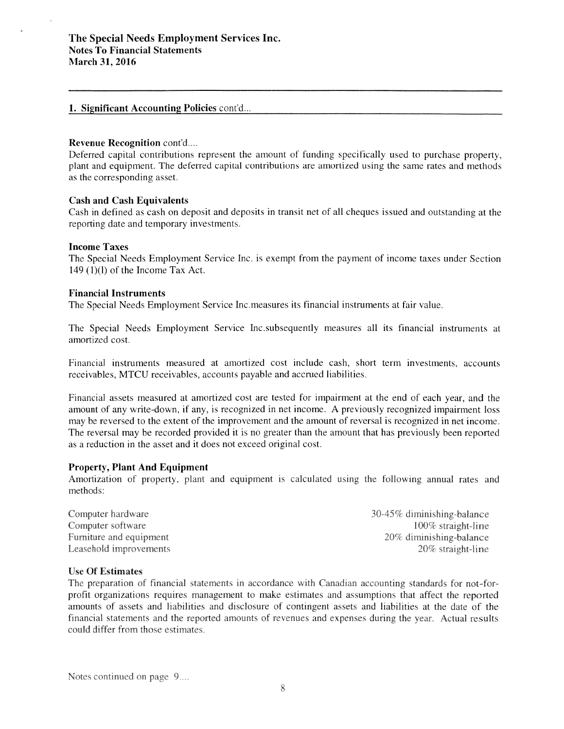## 1. Significant Accounting Policies cont'd...

### Revenue Recognition cont'd....

Deferred capital contributions represent the amount of funding specifically used to purchase property, plant and equipment. The deferred capital contributions are amortized using the same rates and methods as the corresponding asset.

### Cash and Cash Equivalents

Cash in defined as cash on deposit and deposits in transit net of all cheques issued and outstanding at the reporting date and temporary investments.

### Income Taxes

The Special Needs Employment Service Inc. is exempt from the payment of income taxes under Section 149 (1)(l) of the Income Tax Act.

### Financial Instruments

The Special Needs Employment Service Inc.measures its financial instruments at fair value.

The Special Needs Employment Service Inc.subsequently measures all its financial instruments at amortized cost.

Financial instruments measured at amortized cost include cash, short term investments, accounts receivables, MTCU receivables, accounts payable and accrued liabilities.

Financial assets measured at amortized cost are tested for impairment at the end of each year, and the amount of any write-down, if any, is recognized in net income. A previously recognized impairment loss may be reversed to the extent of the improvement and the amount of reversal is recognized in net income. The reversal may be recorded provided it is no greater than the amount that has previously been reported as a reduction in the asset and it does not exceed original cost.

### Property, Plant And Equipment

Amortization of property, plant and equipment is calculated using the following annual rates and methods:

| | |
|---|---|
| Computer hardware | 30-45% diminishing-balance |
| Computer software | 100% straight-line |
| Furniture and equipment | 20% diminishing-balance |
| Leasehold improvements | 20% straight-line |

### Use Of Estimates

The preparation of financial statements in accordance with Canadian accounting standards for not-for-profit organizations requires management to make estimates and assumptions that affect the reported amounts of assets and liabilities and disclosure of contingent assets and liabilities at the date of the financial statements and the reported amounts of revenues and expenses during the year. Actual results could differ from those estimates.

Notes continued on page 9....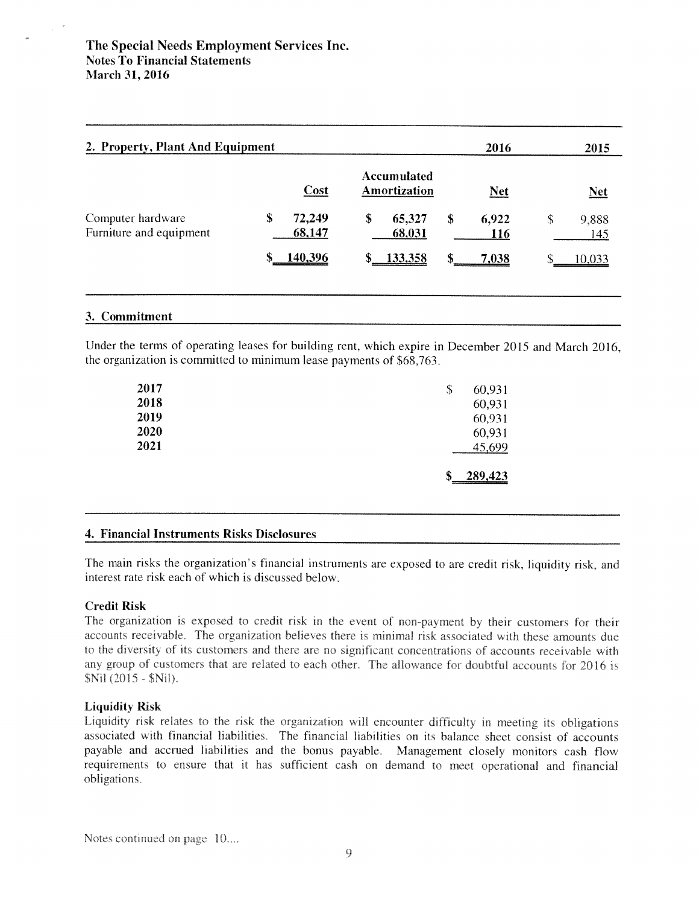# The Special Needs Employment Services Inc.
## Notes To Financial Statements
## March 31, 2016

### 2. Property, Plant And Equipment

| | Cost | Accumulated Amortization | 2016 Net | 2015 Net |
|---|---|---|---|---|
| Computer hardware | $ 72,249 | $ 65,327 | $ 6,922 | $ 9,888 |
| Furniture and equipment | 68,147 | 68,031 | 116 | 145 |
| | $ 140,396 | $ 133,358 | $ 7,038 | $ 10,033 |

### 3. Commitment

Under the terms of operating leases for building rent, which expire in December 2015 and March 2016, the organization is committed to minimum lease payments of $68,763.

| | |
|---|---|
| **2017** | $ 60,931 |
| **2018** | 60,931 |
| **2019** | 60,931 |
| **2020** | 60,931 |
| **2021** | 45,699 |
| | $ 289,423 |

### 4. Financial Instruments Risks Disclosures

The main risks the organization's financial instruments are exposed to are credit risk, liquidity risk, and interest rate risk each of which is discussed below.

**Credit Risk**
The organization is exposed to credit risk in the event of non-payment by their customers for their accounts receivable. The organization believes there is minimal risk associated with these amounts due to the diversity of its customers and there are no significant concentrations of accounts receivable with any group of customers that are related to each other. The allowance for doubtful accounts for 2016 is $Nil (2015 - $Nil).

**Liquidity Risk**
Liquidity risk relates to the risk the organization will encounter difficulty in meeting its obligations associated with financial liabilities. The financial liabilities on its balance sheet consist of accounts payable and accrued liabilities and the bonus payable. Management closely monitors cash flow requirements to ensure that it has sufficient cash on demand to meet operational and financial obligations.

Notes continued on page 10....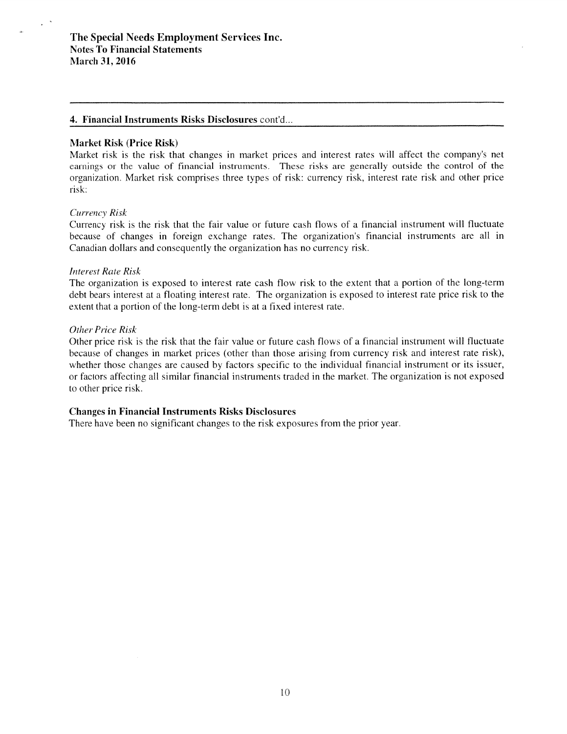**The Special Needs Employment Services Inc.**
**Notes To Financial Statements**
**March 31, 2016**

## 4. Financial Instruments Risks Disclosures cont'd...

### Market Risk (Price Risk)

Market risk is the risk that changes in market prices and interest rates will affect the company's net earnings or the value of financial instruments. These risks are generally outside the control of the organization. Market risk comprises three types of risk: currency risk, interest rate risk and other price risk:

*Currency Risk*

Currency risk is the risk that the fair value or future cash flows of a financial instrument will fluctuate because of changes in foreign exchange rates. The organization's financial instruments are all in Canadian dollars and consequently the organization has no currency risk.

*Interest Rate Risk*

The organization is exposed to interest rate cash flow risk to the extent that a portion of the long-term debt bears interest at a floating interest rate. The organization is exposed to interest rate price risk to the extent that a portion of the long-term debt is at a fixed interest rate.

*Other Price Risk*

Other price risk is the risk that the fair value or future cash flows of a financial instrument will fluctuate because of changes in market prices (other than those arising from currency risk and interest rate risk), whether those changes are caused by factors specific to the individual financial instrument or its issuer, or factors affecting all similar financial instruments traded in the market. The organization is not exposed to other price risk.

### Changes in Financial Instruments Risks Disclosures

There have been no significant changes to the risk exposures from the prior year.